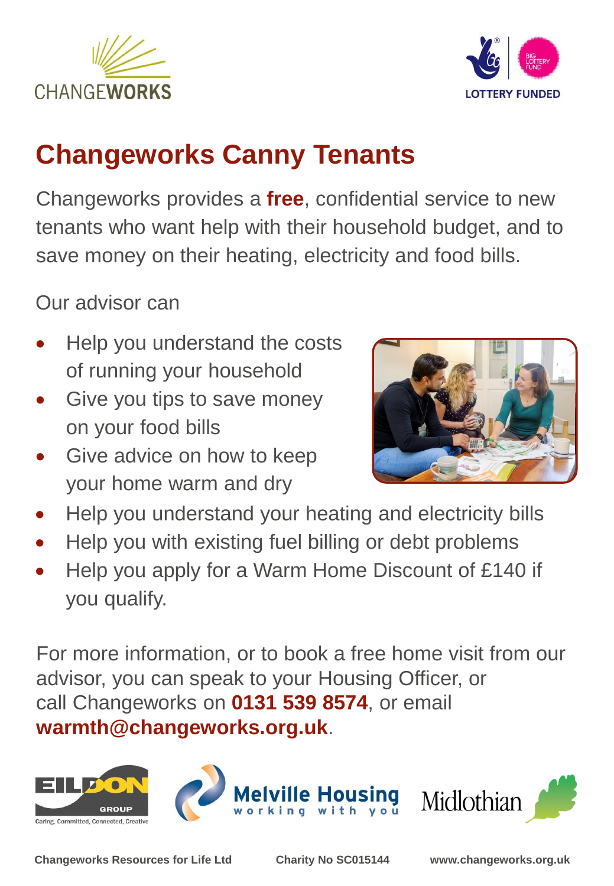# Changeworks Canny Tenants

Changeworks provides a **free**, confidential service to new tenants who want help with their household budget, and to save money on their heating, electricity and food bills.

Our advisor can

- Help you understand the costs of running your household
- Give you tips to save money on your food bills
- Give advice on how to keep your home warm and dry
- Help you understand your heating and electricity bills
- Help you with existing fuel billing or debt problems
- Help you apply for a Warm Home Discount of £140 if you qualify.

For more information, or to book a free home visit from our advisor, you can speak to your Housing Officer, or call Changeworks on **0131 539 8574**, or email **warmth@changeworks.org.uk**.

Changeworks Resources for Life Ltd  Charity No SC015144  www.changeworks.org.uk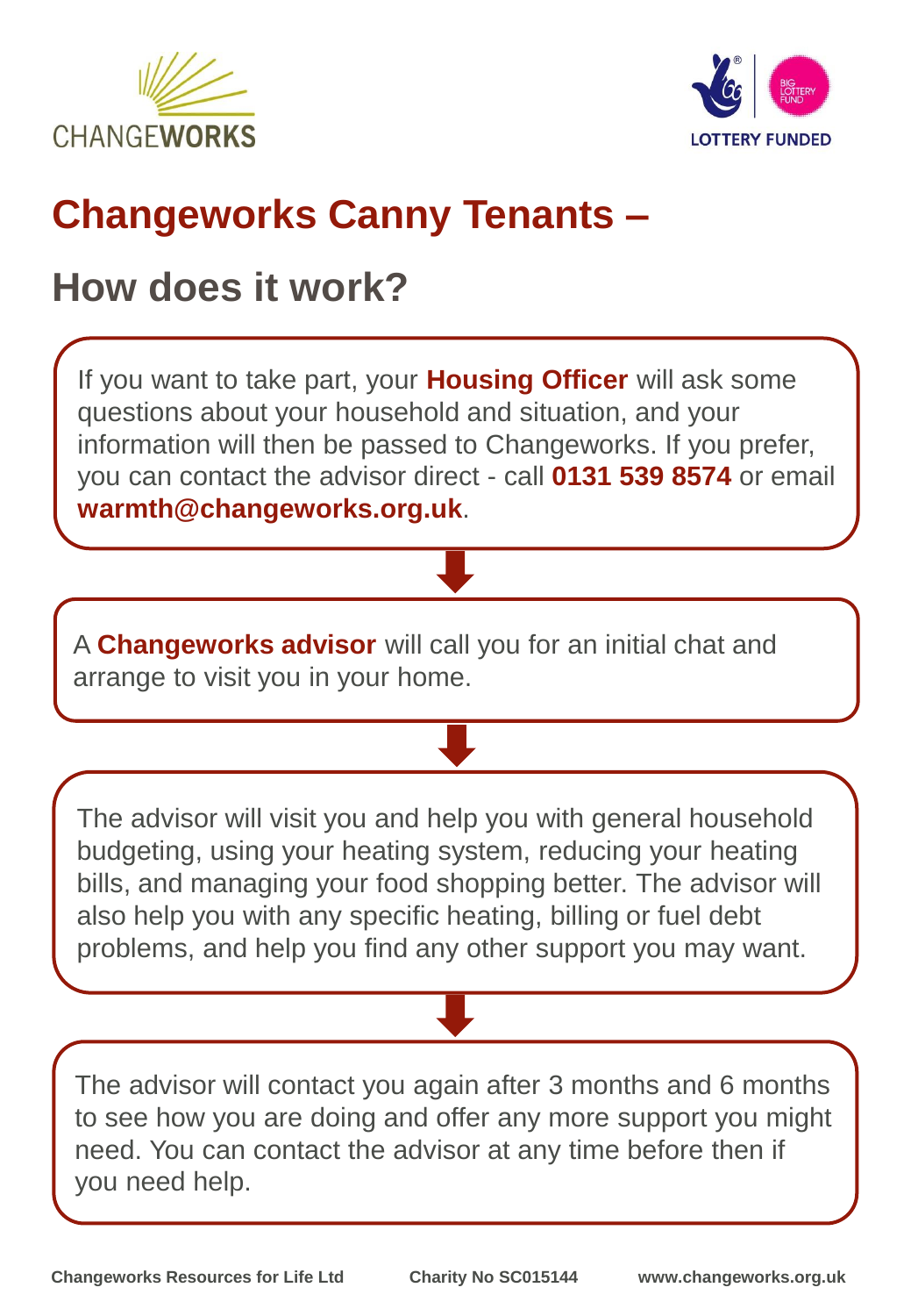# Changeworks Canny Tenants –

## How does it work?

If you want to take part, your **Housing Officer** will ask some questions about your household and situation, and your information will then be passed to Changeworks. If you prefer, you can contact the advisor direct - call **0131 539 8574** or email **warmth@changeworks.org.uk**.

A **Changeworks advisor** will call you for an initial chat and arrange to visit you in your home.

The advisor will visit you and help you with general household budgeting, using your heating system, reducing your heating bills, and managing your food shopping better. The advisor will also help you with any specific heating, billing or fuel debt problems, and help you find any other support you may want.

The advisor will contact you again after 3 months and 6 months to see how you are doing and offer any more support you might need. You can contact the advisor at any time before then if you need help.

**Changeworks Resources for Life Ltd** **Charity No SC015144** **www.changeworks.org.uk**